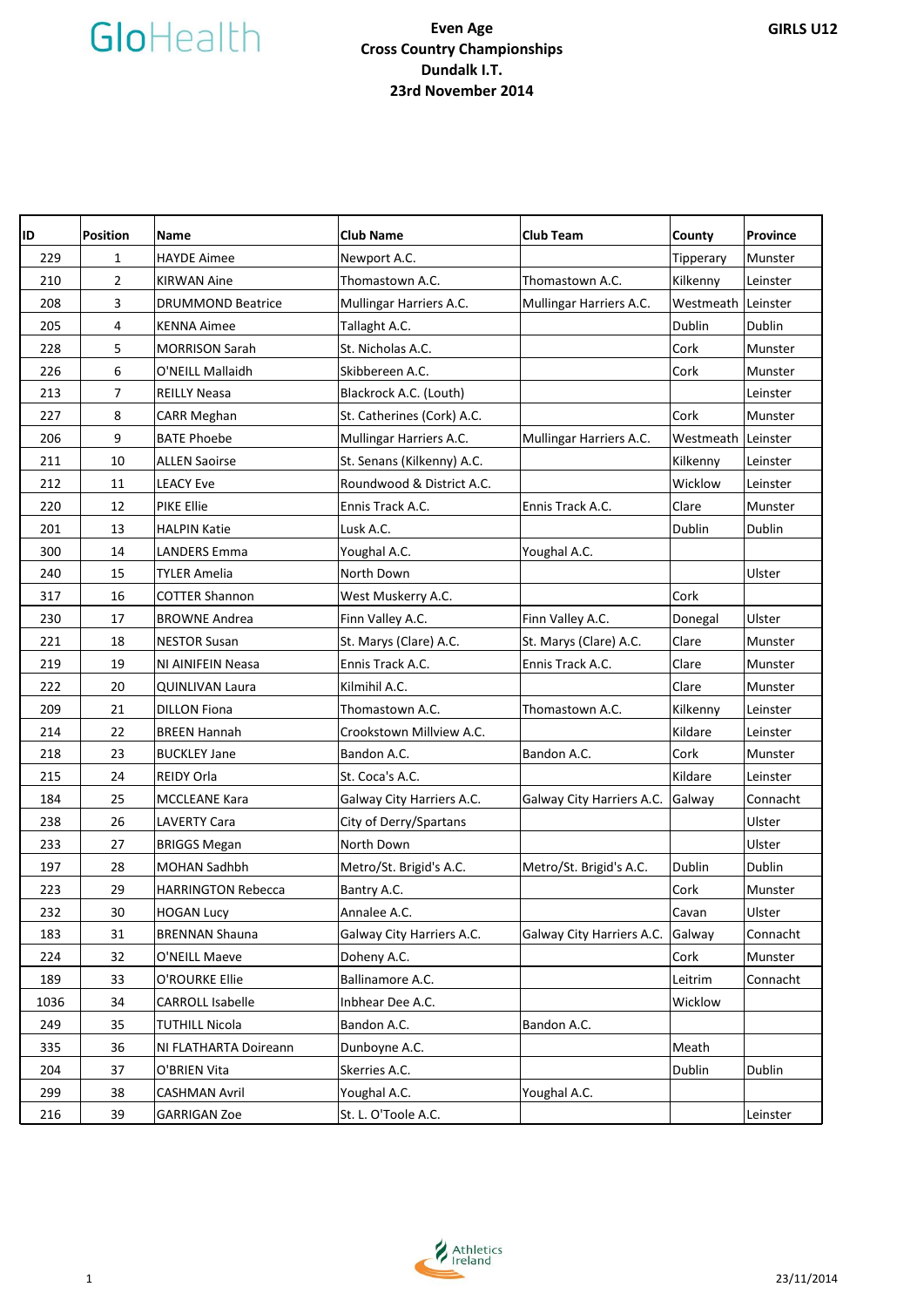GloHealth

**GIRLS U12**

# Even Age
## Cross Country Championships
## Dundalk I.T.
## 23rd November 2014

| ID | Position | Name | Club Name | Club Team | County | Province |
|---|---|---|---|---|---|---|
| 229 | 1 | HAYDE Aimee | Newport A.C. | | Tipperary | Munster |
| 210 | 2 | KIRWAN Aine | Thomastown A.C. | Thomastown A.C. | Kilkenny | Leinster |
| 208 | 3 | DRUMMOND Beatrice | Mullingar Harriers A.C. | Mullingar Harriers A.C. | Westmeath | Leinster |
| 205 | 4 | KENNA Aimee | Tallaght A.C. | | Dublin | Dublin |
| 228 | 5 | MORRISON Sarah | St. Nicholas A.C. | | Cork | Munster |
| 226 | 6 | O'NEILL Mallaidh | Skibbereen A.C. | | Cork | Munster |
| 213 | 7 | REILLY Neasa | Blackrock A.C. (Louth) | | | Leinster |
| 227 | 8 | CARR Meghan | St. Catherines (Cork) A.C. | | Cork | Munster |
| 206 | 9 | BATE Phoebe | Mullingar Harriers A.C. | Mullingar Harriers A.C. | Westmeath | Leinster |
| 211 | 10 | ALLEN Saoirse | St. Senans (Kilkenny) A.C. | | Kilkenny | Leinster |
| 212 | 11 | LEACY Eve | Roundwood & District A.C. | | Wicklow | Leinster |
| 220 | 12 | PIKE Ellie | Ennis Track A.C. | Ennis Track A.C. | Clare | Munster |
| 201 | 13 | HALPIN Katie | Lusk A.C. | | Dublin | Dublin |
| 300 | 14 | LANDERS Emma | Youghal A.C. | Youghal A.C. | | |
| 240 | 15 | TYLER Amelia | North Down | | | Ulster |
| 317 | 16 | COTTER Shannon | West Muskerry A.C. | | Cork | |
| 230 | 17 | BROWNE Andrea | Finn Valley A.C. | Finn Valley A.C. | Donegal | Ulster |
| 221 | 18 | NESTOR Susan | St. Marys (Clare) A.C. | St. Marys (Clare) A.C. | Clare | Munster |
| 219 | 19 | NI AINIFEIN Neasa | Ennis Track A.C. | Ennis Track A.C. | Clare | Munster |
| 222 | 20 | QUINLIVAN Laura | Kilmihil A.C. | | Clare | Munster |
| 209 | 21 | DILLON Fiona | Thomastown A.C. | Thomastown A.C. | Kilkenny | Leinster |
| 214 | 22 | BREEN Hannah | Crookstown Millview A.C. | | Kildare | Leinster |
| 218 | 23 | BUCKLEY Jane | Bandon A.C. | Bandon A.C. | Cork | Munster |
| 215 | 24 | REIDY Orla | St. Coca's A.C. | | Kildare | Leinster |
| 184 | 25 | MCCLEANE Kara | Galway City Harriers A.C. | Galway City Harriers A.C. | Galway | Connacht |
| 238 | 26 | LAVERTY Cara | City of Derry/Spartans | | | Ulster |
| 233 | 27 | BRIGGS Megan | North Down | | | Ulster |
| 197 | 28 | MOHAN Sadhbh | Metro/St. Brigid's A.C. | Metro/St. Brigid's A.C. | Dublin | Dublin |
| 223 | 29 | HARRINGTON Rebecca | Bantry A.C. | | Cork | Munster |
| 232 | 30 | HOGAN Lucy | Annalee A.C. | | Cavan | Ulster |
| 183 | 31 | BRENNAN Shauna | Galway City Harriers A.C. | Galway City Harriers A.C. | Galway | Connacht |
| 224 | 32 | O'NEILL Maeve | Doheny A.C. | | Cork | Munster |
| 189 | 33 | O'ROURKE Ellie | Ballinamore A.C. | | Leitrim | Connacht |
| 1036 | 34 | CARROLL Isabelle | Inbhear Dee A.C. | | Wicklow | |
| 249 | 35 | TUTHILL Nicola | Bandon A.C. | Bandon A.C. | | |
| 335 | 36 | NI FLATHARTA Doireann | Dunboyne A.C. | | Meath | |
| 204 | 37 | O'BRIEN Vita | Skerries A.C. | | Dublin | Dublin |
| 299 | 38 | CASHMAN Avril | Youghal A.C. | Youghal A.C. | | |
| 216 | 39 | GARRIGAN Zoe | St. L. O'Toole A.C. | | | Leinster |

Athletics Ireland

23/11/2014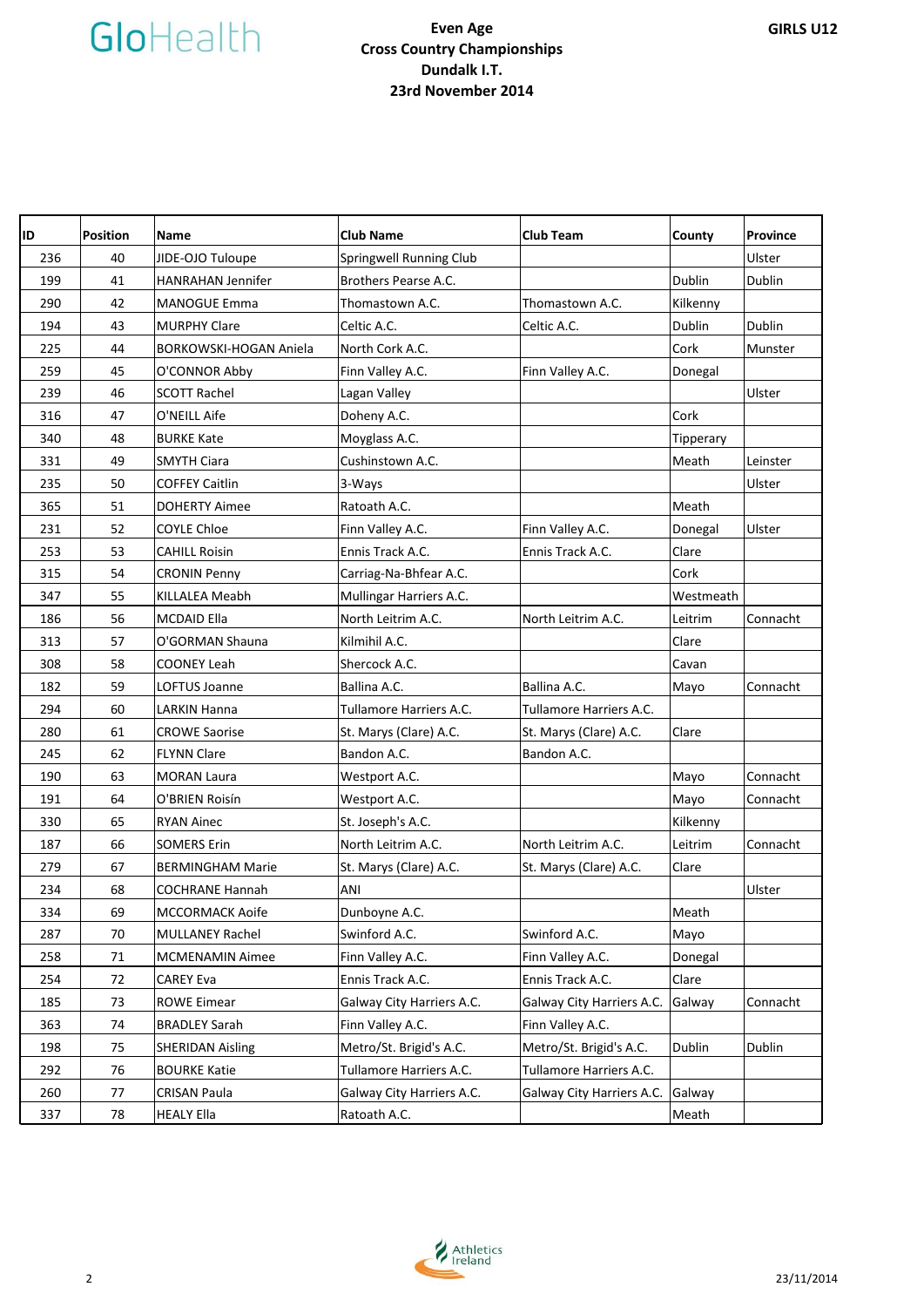**Even Age**
**Cross Country Championships**
**Dundalk I.T.**
**23rd November 2014**

**GIRLS U12**

| ID | Position | Name | Club Name | Club Team | County | Province |
|---|---|---|---|---|---|---|
| 236 | 40 | JIDE-OJO Tuloupe | Springwell Running Club | | | Ulster |
| 199 | 41 | HANRAHAN Jennifer | Brothers Pearse A.C. | | Dublin | Dublin |
| 290 | 42 | MANOGUE Emma | Thomastown A.C. | Thomastown A.C. | Kilkenny | |
| 194 | 43 | MURPHY Clare | Celtic A.C. | Celtic A.C. | Dublin | Dublin |
| 225 | 44 | BORKOWSKI-HOGAN Aniela | North Cork A.C. | | Cork | Munster |
| 259 | 45 | O'CONNOR Abby | Finn Valley A.C. | Finn Valley A.C. | Donegal | |
| 239 | 46 | SCOTT Rachel | Lagan Valley | | | Ulster |
| 316 | 47 | O'NEILL Aife | Doheny A.C. | | Cork | |
| 340 | 48 | BURKE Kate | Moyglass A.C. | | Tipperary | |
| 331 | 49 | SMYTH Ciara | Cushinstown A.C. | | Meath | Leinster |
| 235 | 50 | COFFEY Caitlin | 3-Ways | | | Ulster |
| 365 | 51 | DOHERTY Aimee | Ratoath A.C. | | Meath | |
| 231 | 52 | COYLE Chloe | Finn Valley A.C. | Finn Valley A.C. | Donegal | Ulster |
| 253 | 53 | CAHILL Roisin | Ennis Track A.C. | Ennis Track A.C. | Clare | |
| 315 | 54 | CRONIN Penny | Carriag-Na-Bhfear A.C. | | Cork | |
| 347 | 55 | KILLALEA Meabh | Mullingar Harriers A.C. | | Westmeath | |
| 186 | 56 | MCDAID Ella | North Leitrim A.C. | North Leitrim A.C. | Leitrim | Connacht |
| 313 | 57 | O'GORMAN Shauna | Kilmihil A.C. | | Clare | |
| 308 | 58 | COONEY Leah | Shercock A.C. | | Cavan | |
| 182 | 59 | LOFTUS Joanne | Ballina A.C. | Ballina A.C. | Mayo | Connacht |
| 294 | 60 | LARKIN Hanna | Tullamore Harriers A.C. | Tullamore Harriers A.C. | | |
| 280 | 61 | CROWE Saorise | St. Marys (Clare) A.C. | St. Marys (Clare) A.C. | Clare | |
| 245 | 62 | FLYNN Clare | Bandon A.C. | Bandon A.C. | | |
| 190 | 63 | MORAN Laura | Westport A.C. | | Mayo | Connacht |
| 191 | 64 | O'BRIEN Roisín | Westport A.C. | | Mayo | Connacht |
| 330 | 65 | RYAN Ainec | St. Joseph's A.C. | | Kilkenny | |
| 187 | 66 | SOMERS Erin | North Leitrim A.C. | North Leitrim A.C. | Leitrim | Connacht |
| 279 | 67 | BERMINGHAM Marie | St. Marys (Clare) A.C. | St. Marys (Clare) A.C. | Clare | |
| 234 | 68 | COCHRANE Hannah | ANI | | | Ulster |
| 334 | 69 | MCCORMACK Aoife | Dunboyne A.C. | | Meath | |
| 287 | 70 | MULLANEY Rachel | Swinford A.C. | Swinford A.C. | Mayo | |
| 258 | 71 | MCMENAMIN Aimee | Finn Valley A.C. | Finn Valley A.C. | Donegal | |
| 254 | 72 | CAREY Eva | Ennis Track A.C. | Ennis Track A.C. | Clare | |
| 185 | 73 | ROWE Eimear | Galway City Harriers A.C. | Galway City Harriers A.C. | Galway | Connacht |
| 363 | 74 | BRADLEY Sarah | Finn Valley A.C. | Finn Valley A.C. | | |
| 198 | 75 | SHERIDAN Aisling | Metro/St. Brigid's A.C. | Metro/St. Brigid's A.C. | Dublin | Dublin |
| 292 | 76 | BOURKE Katie | Tullamore Harriers A.C. | Tullamore Harriers A.C. | | |
| 260 | 77 | CRISAN Paula | Galway City Harriers A.C. | Galway City Harriers A.C. | Galway | |
| 337 | 78 | HEALY Ella | Ratoath A.C. | | Meath | |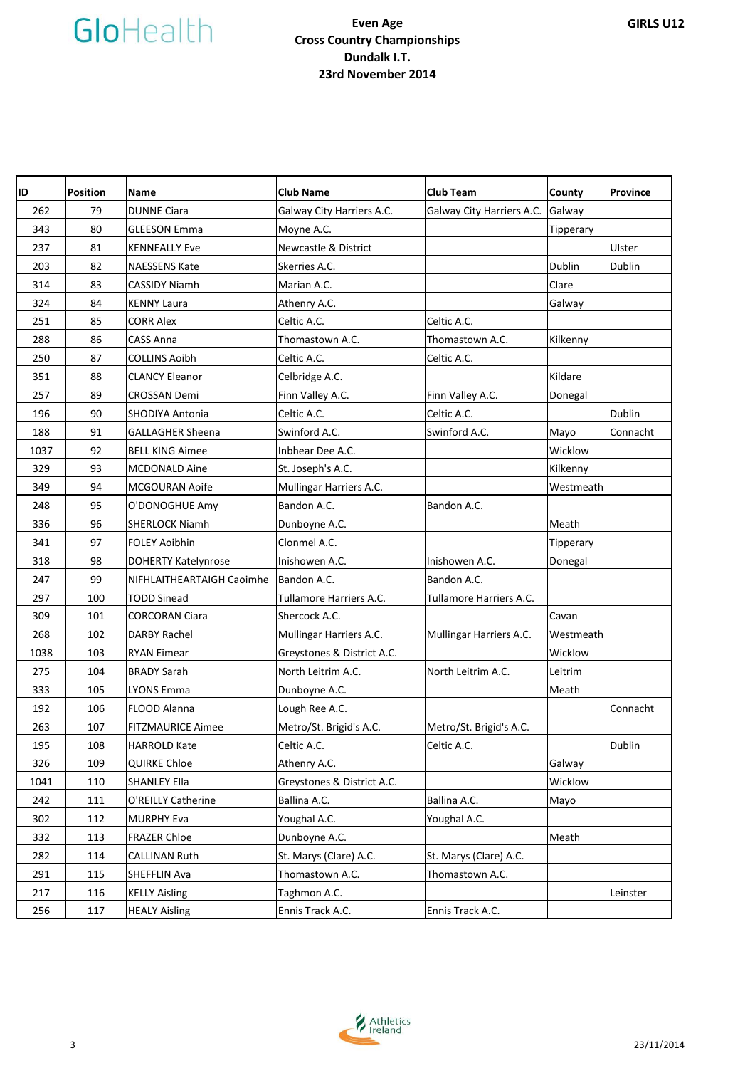# Even Age Cross Country Championships

**Dundalk I.T.**

**23rd November 2014**

**GIRLS U12**

| ID | Position | Name | Club Name | Club Team | County | Province |
|---|---|---|---|---|---|---|
| 262 | 79 | DUNNE Ciara | Galway City Harriers A.C. | Galway City Harriers A.C. | Galway | |
| 343 | 80 | GLEESON Emma | Moyne A.C. | | Tipperary | |
| 237 | 81 | KENNEALLY Eve | Newcastle & District | | | Ulster |
| 203 | 82 | NAESSENS Kate | Skerries A.C. | | Dublin | Dublin |
| 314 | 83 | CASSIDY Niamh | Marian A.C. | | Clare | |
| 324 | 84 | KENNY Laura | Athenry A.C. | | Galway | |
| 251 | 85 | CORR Alex | Celtic A.C. | Celtic A.C. | | |
| 288 | 86 | CASS Anna | Thomastown A.C. | Thomastown A.C. | Kilkenny | |
| 250 | 87 | COLLINS Aoibh | Celtic A.C. | Celtic A.C. | | |
| 351 | 88 | CLANCY Eleanor | Celbridge A.C. | | Kildare | |
| 257 | 89 | CROSSAN Demi | Finn Valley A.C. | Finn Valley A.C. | Donegal | |
| 196 | 90 | SHODIYA Antonia | Celtic A.C. | Celtic A.C. | | Dublin |
| 188 | 91 | GALLAGHER Sheena | Swinford A.C. | Swinford A.C. | Mayo | Connacht |
| 1037 | 92 | BELL KING Aimee | Inbhear Dee A.C. | | Wicklow | |
| 329 | 93 | MCDONALD Aine | St. Joseph's A.C. | | Kilkenny | |
| 349 | 94 | MCGOURAN Aoife | Mullingar Harriers A.C. | | Westmeath | |
| 248 | 95 | O'DONOGHUE Amy | Bandon A.C. | Bandon A.C. | | |
| 336 | 96 | SHERLOCK Niamh | Dunboyne A.C. | | Meath | |
| 341 | 97 | FOLEY Aoibhin | Clonmel A.C. | | Tipperary | |
| 318 | 98 | DOHERTY Katelynrose | Inishowen A.C. | Inishowen A.C. | Donegal | |
| 247 | 99 | NIFHLAITHEARTAIGH Caoimhe | Bandon A.C. | Bandon A.C. | | |
| 297 | 100 | TODD Sinead | Tullamore Harriers A.C. | Tullamore Harriers A.C. | | |
| 309 | 101 | CORCORAN Ciara | Shercock A.C. | | Cavan | |
| 268 | 102 | DARBY Rachel | Mullingar Harriers A.C. | Mullingar Harriers A.C. | Westmeath | |
| 1038 | 103 | RYAN Eimear | Greystones & District A.C. | | Wicklow | |
| 275 | 104 | BRADY Sarah | North Leitrim A.C. | North Leitrim A.C. | Leitrim | |
| 333 | 105 | LYONS Emma | Dunboyne A.C. | | Meath | |
| 192 | 106 | FLOOD Alanna | Lough Ree A.C. | | | Connacht |
| 263 | 107 | FITZMAURICE Aimee | Metro/St. Brigid's A.C. | Metro/St. Brigid's A.C. | | |
| 195 | 108 | HARROLD Kate | Celtic A.C. | Celtic A.C. | | Dublin |
| 326 | 109 | QUIRKE Chloe | Athenry A.C. | | Galway | |
| 1041 | 110 | SHANLEY Ella | Greystones & District A.C. | | Wicklow | |
| 242 | 111 | O'REILLY Catherine | Ballina A.C. | Ballina A.C. | Mayo | |
| 302 | 112 | MURPHY Eva | Youghal A.C. | Youghal A.C. | | |
| 332 | 113 | FRAZER Chloe | Dunboyne A.C. | | Meath | |
| 282 | 114 | CALLINAN Ruth | St. Marys (Clare) A.C. | St. Marys (Clare) A.C. | | |
| 291 | 115 | SHEFFLIN Ava | Thomastown A.C. | Thomastown A.C. | | |
| 217 | 116 | KELLY Aisling | Taghmon A.C. | | | Leinster |
| 256 | 117 | HEALY Aisling | Ennis Track A.C. | Ennis Track A.C. | | |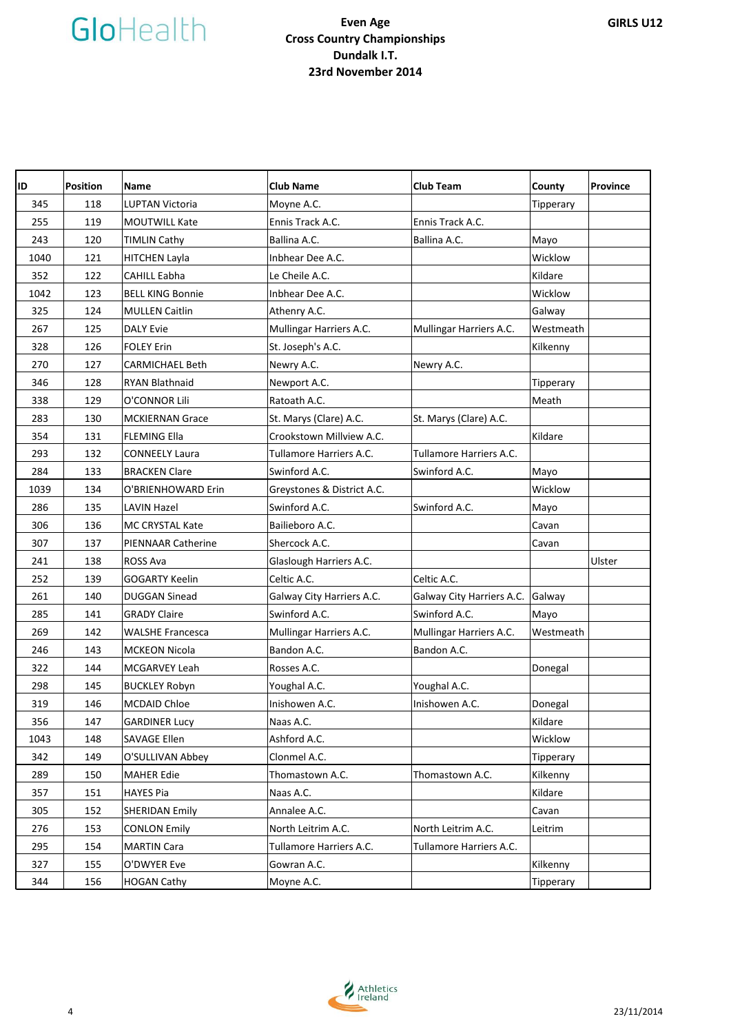GloHealth

**Even Age**
**Cross Country Championships**
**Dundalk I.T.**
**23rd November 2014**

**GIRLS U12**

| ID | Position | Name | Club Name | Club Team | County | Province |
|---|---|---|---|---|---|---|
| 345 | 118 | LUPTAN Victoria | Moyne A.C. | | Tipperary | |
| 255 | 119 | MOUTWILL Kate | Ennis Track A.C. | Ennis Track A.C. | | |
| 243 | 120 | TIMLIN Cathy | Ballina A.C. | Ballina A.C. | Mayo | |
| 1040 | 121 | HITCHEN Layla | Inbhear Dee A.C. | | Wicklow | |
| 352 | 122 | CAHILL Eabha | Le Cheile A.C. | | Kildare | |
| 1042 | 123 | BELL KING Bonnie | Inbhear Dee A.C. | | Wicklow | |
| 325 | 124 | MULLEN Caitlin | Athenry A.C. | | Galway | |
| 267 | 125 | DALY Evie | Mullingar Harriers A.C. | Mullingar Harriers A.C. | Westmeath | |
| 328 | 126 | FOLEY Erin | St. Joseph's A.C. | | Kilkenny | |
| 270 | 127 | CARMICHAEL Beth | Newry A.C. | Newry A.C. | | |
| 346 | 128 | RYAN Blathnaid | Newport A.C. | | Tipperary | |
| 338 | 129 | O'CONNOR Lili | Ratoath A.C. | | Meath | |
| 283 | 130 | MCKIERNAN Grace | St. Marys (Clare) A.C. | St. Marys (Clare) A.C. | | |
| 354 | 131 | FLEMING Ella | Crookstown Millview A.C. | | Kildare | |
| 293 | 132 | CONNEELY Laura | Tullamore Harriers A.C. | Tullamore Harriers A.C. | | |
| 284 | 133 | BRACKEN Clare | Swinford A.C. | Swinford A.C. | Mayo | |
| 1039 | 134 | O'BRIENHOWARD Erin | Greystones & District A.C. | | Wicklow | |
| 286 | 135 | LAVIN Hazel | Swinford A.C. | Swinford A.C. | Mayo | |
| 306 | 136 | MC CRYSTAL Kate | Bailieboro A.C. | | Cavan | |
| 307 | 137 | PIENNAAR Catherine | Shercock A.C. | | Cavan | |
| 241 | 138 | ROSS Ava | Glaslough Harriers A.C. | | | Ulster |
| 252 | 139 | GOGARTY Keelin | Celtic A.C. | Celtic A.C. | | |
| 261 | 140 | DUGGAN Sinead | Galway City Harriers A.C. | Galway City Harriers A.C. | Galway | |
| 285 | 141 | GRADY Claire | Swinford A.C. | Swinford A.C. | Mayo | |
| 269 | 142 | WALSHE Francesca | Mullingar Harriers A.C. | Mullingar Harriers A.C. | Westmeath | |
| 246 | 143 | MCKEON Nicola | Bandon A.C. | Bandon A.C. | | |
| 322 | 144 | MCGARVEY Leah | Rosses A.C. | | Donegal | |
| 298 | 145 | BUCKLEY Robyn | Youghal A.C. | Youghal A.C. | | |
| 319 | 146 | MCDAID Chloe | Inishowen A.C. | Inishowen A.C. | Donegal | |
| 356 | 147 | GARDINER Lucy | Naas A.C. | | Kildare | |
| 1043 | 148 | SAVAGE Ellen | Ashford A.C. | | Wicklow | |
| 342 | 149 | O'SULLIVAN Abbey | Clonmel A.C. | | Tipperary | |
| 289 | 150 | MAHER Edie | Thomastown A.C. | Thomastown A.C. | Kilkenny | |
| 357 | 151 | HAYES Pia | Naas A.C. | | Kildare | |
| 305 | 152 | SHERIDAN Emily | Annalee A.C. | | Cavan | |
| 276 | 153 | CONLON Emily | North Leitrim A.C. | North Leitrim A.C. | Leitrim | |
| 295 | 154 | MARTIN Cara | Tullamore Harriers A.C. | Tullamore Harriers A.C. | | |
| 327 | 155 | O'DWYER Eve | Gowran A.C. | | Kilkenny | |
| 344 | 156 | HOGAN Cathy | Moyne A.C. | | Tipperary | |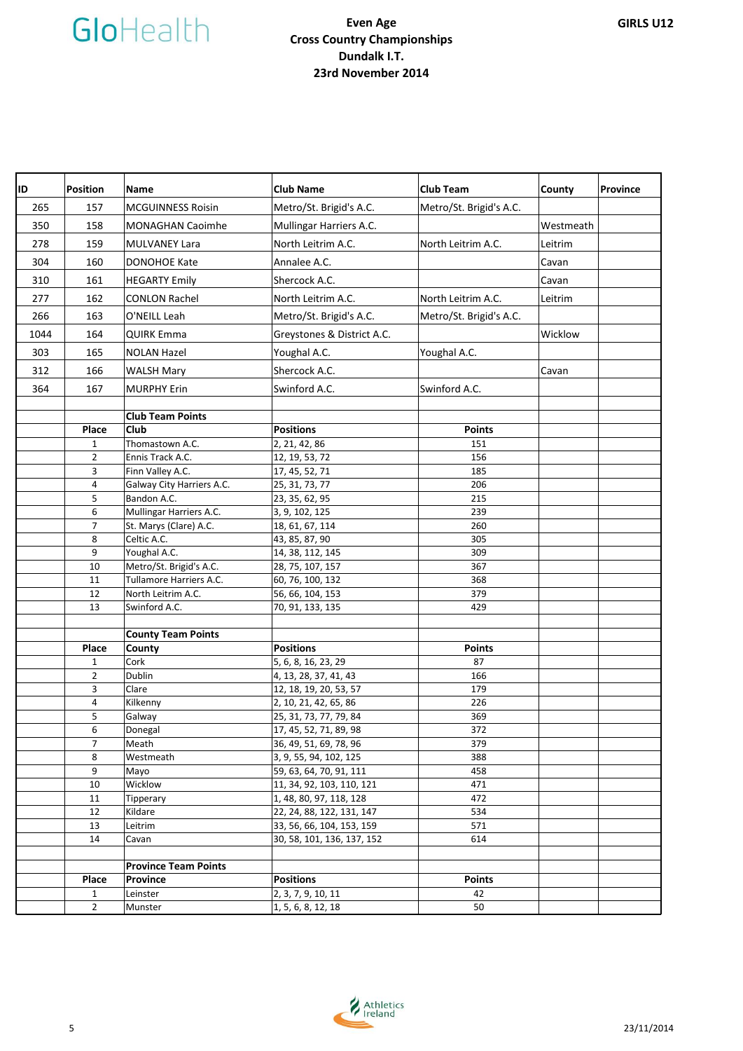# Even Age Cross Country Championships

**Dundalk I.T.**

**23rd November 2014**

**GIRLS U12**

| ID | Position | Name | Club Name | Club Team | County | Province |
|---|---|---|---|---|---|---|
| 265 | 157 | MCGUINNESS Roisin | Metro/St. Brigid's A.C. | Metro/St. Brigid's A.C. | | |
| 350 | 158 | MONAGHAN Caoimhe | Mullingar Harriers A.C. | | Westmeath | |
| 278 | 159 | MULVANEY Lara | North Leitrim A.C. | North Leitrim A.C. | Leitrim | |
| 304 | 160 | DONOHOE Kate | Annalee A.C. | | Cavan | |
| 310 | 161 | HEGARTY Emily | Shercock A.C. | | Cavan | |
| 277 | 162 | CONLON Rachel | North Leitrim A.C. | North Leitrim A.C. | Leitrim | |
| 266 | 163 | O'NEILL Leah | Metro/St. Brigid's A.C. | Metro/St. Brigid's A.C. | | |
| 1044 | 164 | QUIRK Emma | Greystones & District A.C. | | Wicklow | |
| 303 | 165 | NOLAN Hazel | Youghal A.C. | Youghal A.C. | | |
| 312 | 166 | WALSH Mary | Shercock A.C. | | Cavan | |
| 364 | 167 | MURPHY Erin | Swinford A.C. | Swinford A.C. | | |

**Club Team Points**

| Place | Club | Positions | Points |
|---|---|---|---|
| 1 | Thomastown A.C. | 2, 21, 42, 86 | 151 |
| 2 | Ennis Track A.C. | 12, 19, 53, 72 | 156 |
| 3 | Finn Valley A.C. | 17, 45, 52, 71 | 185 |
| 4 | Galway City Harriers A.C. | 25, 31, 73, 77 | 206 |
| 5 | Bandon A.C. | 23, 35, 62, 95 | 215 |
| 6 | Mullingar Harriers A.C. | 3, 9, 102, 125 | 239 |
| 7 | St. Marys (Clare) A.C. | 18, 61, 67, 114 | 260 |
| 8 | Celtic A.C. | 43, 85, 87, 90 | 305 |
| 9 | Youghal A.C. | 14, 38, 112, 145 | 309 |
| 10 | Metro/St. Brigid's A.C. | 28, 75, 107, 157 | 367 |
| 11 | Tullamore Harriers A.C. | 60, 76, 100, 132 | 368 |
| 12 | North Leitrim A.C. | 56, 66, 104, 153 | 379 |
| 13 | Swinford A.C. | 70, 91, 133, 135 | 429 |

**County Team Points**

| Place | County | Positions | Points |
|---|---|---|---|
| 1 | Cork | 5, 6, 8, 16, 23, 29 | 87 |
| 2 | Dublin | 4, 13, 28, 37, 41, 43 | 166 |
| 3 | Clare | 12, 18, 19, 20, 53, 57 | 179 |
| 4 | Kilkenny | 2, 10, 21, 42, 65, 86 | 226 |
| 5 | Galway | 25, 31, 73, 77, 79, 84 | 369 |
| 6 | Donegal | 17, 45, 52, 71, 89, 98 | 372 |
| 7 | Meath | 36, 49, 51, 69, 78, 96 | 379 |
| 8 | Westmeath | 3, 9, 55, 94, 102, 125 | 388 |
| 9 | Mayo | 59, 63, 64, 70, 91, 111 | 458 |
| 10 | Wicklow | 11, 34, 92, 103, 110, 121 | 471 |
| 11 | Tipperary | 1, 48, 80, 97, 118, 128 | 472 |
| 12 | Kildare | 22, 24, 88, 122, 131, 147 | 534 |
| 13 | Leitrim | 33, 56, 66, 104, 153, 159 | 571 |
| 14 | Cavan | 30, 58, 101, 136, 137, 152 | 614 |

**Province Team Points**

| Place | Province | Positions | Points |
|---|---|---|---|
| 1 | Leinster | 2, 3, 7, 9, 10, 11 | 42 |
| 2 | Munster | 1, 5, 6, 8, 12, 18 | 50 |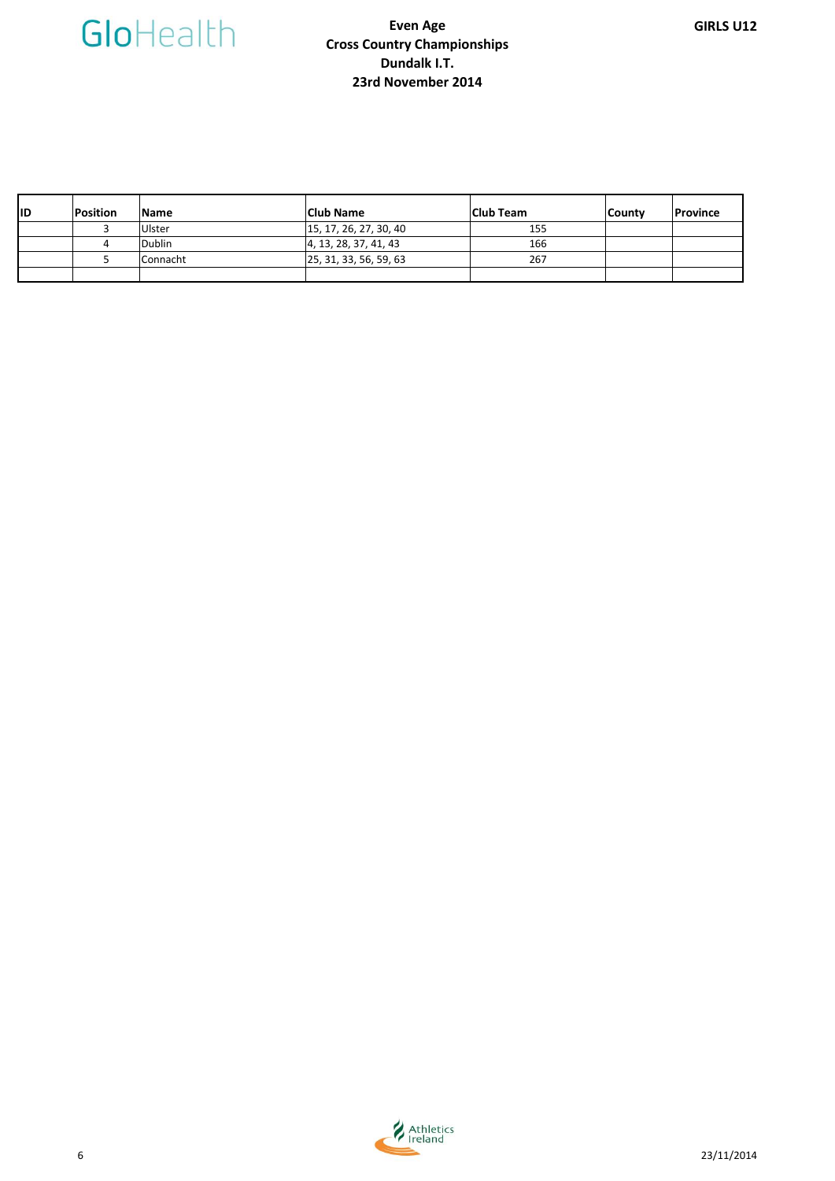GloHealth

**Even Age**
**Cross Country Championships**
**Dundalk I.T.**
**23rd November 2014**

**GIRLS U12**

| ID | Position | Name | Club Name | Club Team | County | Province |
|---|---|---|---|---|---|---|
| | 3 | Ulster | 15, 17, 26, 27, 30, 40 | 155 | | |
| | 4 | Dublin | 4, 13, 28, 37, 41, 43 | 166 | | |
| | 5 | Connacht | 25, 31, 33, 56, 59, 63 | 267 | | |
| | | | | | | |

Athletics Ireland

23/11/2014